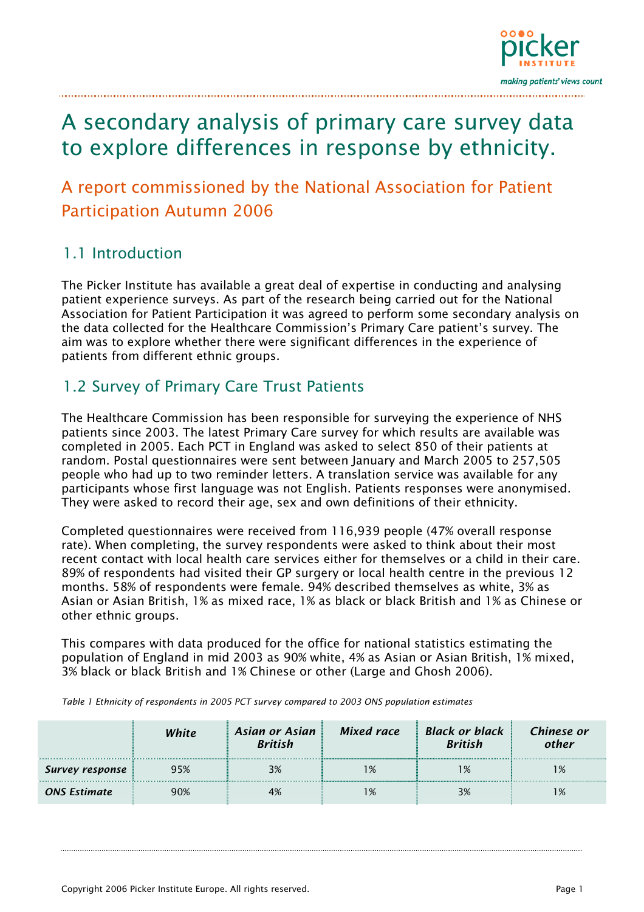# A secondary analysis of primary care survey data to explore differences in response by ethnicity.

## A report commissioned by the National Association for Patient Participation Autumn 2006

## 1.1 Introduction

The Picker Institute has available a great deal of expertise in conducting and analysing patient experience surveys. As part of the research being carried out for the National Association for Patient Participation it was agreed to perform some secondary analysis on the data collected for the Healthcare Commission's Primary Care patient's survey. The aim was to explore whether there were significant differences in the experience of patients from different ethnic groups.

## 1.2 Survey of Primary Care Trust Patients

The Healthcare Commission has been responsible for surveying the experience of NHS patients since 2003. The latest Primary Care survey for which results are available was completed in 2005. Each PCT in England was asked to select 850 of their patients at random. Postal questionnaires were sent between January and March 2005 to 257,505 people who had up to two reminder letters. A translation service was available for any participants whose first language was not English. Patients responses were anonymised. They were asked to record their age, sex and own definitions of their ethnicity.

Completed questionnaires were received from 116,939 people (47% overall response rate). When completing, the survey respondents were asked to think about their most recent contact with local health care services either for themselves or a child in their care. 89% of respondents had visited their GP surgery or local health centre in the previous 12 months. 58% of respondents were female. 94% described themselves as white, 3% as Asian or Asian British, 1% as mixed race, 1% as black or black British and 1% as Chinese or other ethnic groups.

This compares with data produced for the office for national statistics estimating the population of England in mid 2003 as 90% white, 4% as Asian or Asian British, 1% mixed, 3% black or black British and 1% Chinese or other (Large and Ghosh 2006).

*Table 1 Ethnicity of respondents in 2005 PCT survey compared to 2003 ONS population estimates*

| | ***White*** | ***Asian or Asian British*** | ***Mixed race*** | ***Black or black British*** | ***Chinese or other*** |
|---|---|---|---|---|---|
| ***Survey response*** | 95% | 3% | 1% | 1% | 1% |
| ***ONS Estimate*** | 90% | 4% | 1% | 3% | 1% |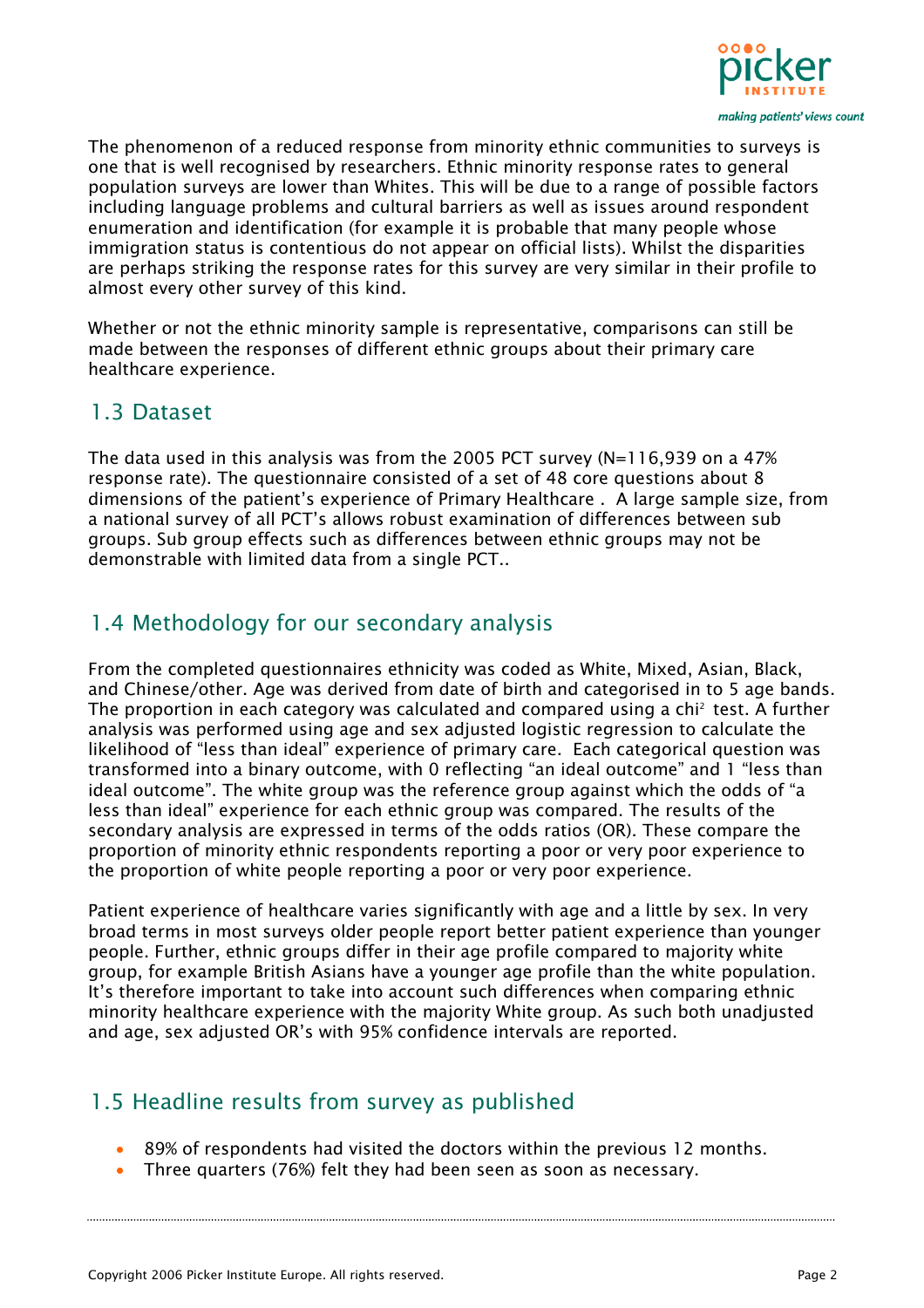The phenomenon of a reduced response from minority ethnic communities to surveys is one that is well recognised by researchers. Ethnic minority response rates to general population surveys are lower than Whites. This will be due to a range of possible factors including language problems and cultural barriers as well as issues around respondent enumeration and identification (for example it is probable that many people whose immigration status is contentious do not appear on official lists). Whilst the disparities are perhaps striking the response rates for this survey are very similar in their profile to almost every other survey of this kind.

Whether or not the ethnic minority sample is representative, comparisons can still be made between the responses of different ethnic groups about their primary care healthcare experience.

## 1.3 Dataset

The data used in this analysis was from the 2005 PCT survey (N=116,939 on a 47% response rate). The questionnaire consisted of a set of 48 core questions about 8 dimensions of the patient's experience of Primary Healthcare . A large sample size, from a national survey of all PCT's allows robust examination of differences between sub groups. Sub group effects such as differences between ethnic groups may not be demonstrable with limited data from a single PCT..

## 1.4 Methodology for our secondary analysis

From the completed questionnaires ethnicity was coded as White, Mixed, Asian, Black, and Chinese/other. Age was derived from date of birth and categorised in to 5 age bands. The proportion in each category was calculated and compared using a $chi^2$ test. A further analysis was performed using age and sex adjusted logistic regression to calculate the likelihood of "less than ideal" experience of primary care. Each categorical question was transformed into a binary outcome, with 0 reflecting "an ideal outcome" and 1 "less than ideal outcome". The white group was the reference group against which the odds of "a less than ideal" experience for each ethnic group was compared. The results of the secondary analysis are expressed in terms of the odds ratios (OR). These compare the proportion of minority ethnic respondents reporting a poor or very poor experience to the proportion of white people reporting a poor or very poor experience.

Patient experience of healthcare varies significantly with age and a little by sex. In very broad terms in most surveys older people report better patient experience than younger people. Further, ethnic groups differ in their age profile compared to majority white group, for example British Asians have a younger age profile than the white population. It's therefore important to take into account such differences when comparing ethnic minority healthcare experience with the majority White group. As such both unadjusted and age, sex adjusted OR's with 95% confidence intervals are reported.

## 1.5 Headline results from survey as published

- 89% of respondents had visited the doctors within the previous 12 months.
- Three quarters (76%) felt they had been seen as soon as necessary.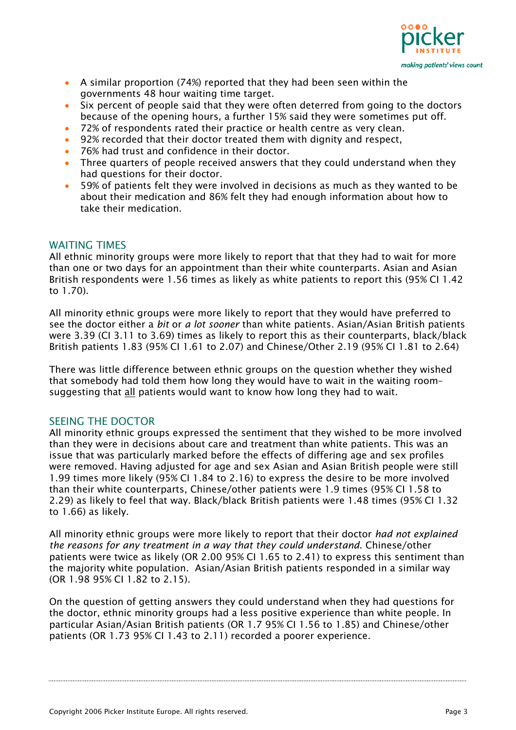- A similar proportion (74%) reported that they had been seen within the governments 48 hour waiting time target.
- Six percent of people said that they were often deterred from going to the doctors because of the opening hours, a further 15% said they were sometimes put off.
- 72% of respondents rated their practice or health centre as very clean.
- 92% recorded that their doctor treated them with dignity and respect,
- 76% had trust and confidence in their doctor.
- Three quarters of people received answers that they could understand when they had questions for their doctor.
- 59% of patients felt they were involved in decisions as much as they wanted to be about their medication and 86% felt they had enough information about how to take their medication.

## WAITING TIMES

All ethnic minority groups were more likely to report that that they had to wait for more than one or two days for an appointment than their white counterparts. Asian and Asian British respondents were 1.56 times as likely as white patients to report this (95% CI 1.42 to 1.70).

All minority ethnic groups were more likely to report that they would have preferred to see the doctor either a *bit* or *a lot sooner* than white patients. Asian/Asian British patients were 3.39 (CI 3.11 to 3.69) times as likely to report this as their counterparts, black/black British patients 1.83 (95% CI 1.61 to 2.07) and Chinese/Other 2.19 (95% CI 1.81 to 2.64)

There was little difference between ethnic groups on the question whether they wished that somebody had told them how long they would have to wait in the waiting room– suggesting that <u>all</u> patients would want to know how long they had to wait.

## SEEING THE DOCTOR

All minority ethnic groups expressed the sentiment that they wished to be more involved than they were in decisions about care and treatment than white patients. This was an issue that was particularly marked before the effects of differing age and sex profiles were removed. Having adjusted for age and sex Asian and Asian British people were still 1.99 times more likely (95% CI 1.84 to 2.16) to express the desire to be more involved than their white counterparts, Chinese/other patients were 1.9 times (95% CI 1.58 to 2.29) as likely to feel that way. Black/black British patients were 1.48 times (95% CI 1.32 to 1.66) as likely.

All minority ethnic groups were more likely to report that their doctor *had not explained the reasons for any treatment in a way that they could understand*. Chinese/other patients were twice as likely (OR 2.00 95% CI 1.65 to 2.41) to express this sentiment than the majority white population. Asian/Asian British patients responded in a similar way (OR 1.98 95% CI 1.82 to 2.15).

On the question of getting answers they could understand when they had questions for the doctor, ethnic minority groups had a less positive experience than white people. In particular Asian/Asian British patients (OR 1.7 95% CI 1.56 to 1.85) and Chinese/other patients (OR 1.73 95% CI 1.43 to 2.11) recorded a poorer experience.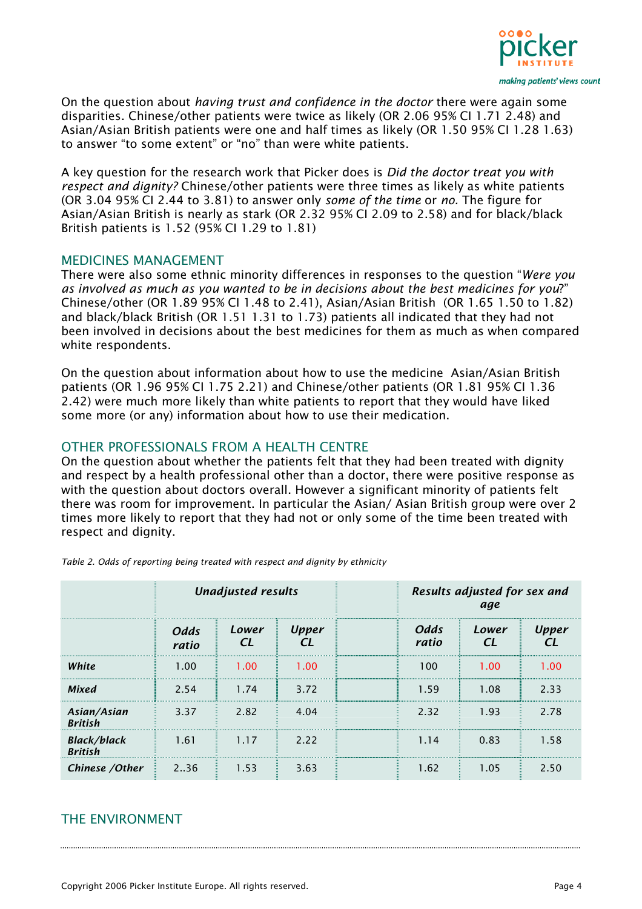On the question about *having trust and confidence in the doctor* there were again some disparities. Chinese/other patients were twice as likely (OR 2.06 95% CI 1.71 2.48) and Asian/Asian British patients were one and half times as likely (OR 1.50 95% CI 1.28 1.63) to answer “to some extent” or “no” than were white patients.

A key question for the research work that Picker does is *Did the doctor treat you with respect and dignity?* Chinese/other patients were three times as likely as white patients (OR 3.04 95% CI 2.44 to 3.81) to answer only *some of the time* or *no.* The figure for Asian/Asian British is nearly as stark (OR 2.32 95% CI 2.09 to 2.58) and for black/black British patients is 1.52 (95% CI 1.29 to 1.81)

## MEDICINES MANAGEMENT

There were also some ethnic minority differences in responses to the question “*Were you as involved as much as you wanted to be in decisions about the best medicines for you*?” Chinese/other (OR 1.89 95% CI 1.48 to 2.41), Asian/Asian British (OR 1.65 1.50 to 1.82) and black/black British (OR 1.51 1.31 to 1.73) patients all indicated that they had not been involved in decisions about the best medicines for them as much as when compared white respondents.

On the question about information about how to use the medicine Asian/Asian British patients (OR 1.96 95% CI 1.75 2.21) and Chinese/other patients (OR 1.81 95% CI 1.36 2.42) were much more likely than white patients to report that they would have liked some more (or any) information about how to use their medication.

## OTHER PROFESSIONALS FROM A HEALTH CENTRE

On the question about whether the patients felt that they had been treated with dignity and respect by a health professional other than a doctor, there were positive response as with the question about doctors overall. However a significant minority of patients felt there was room for improvement. In particular the Asian/ Asian British group were over 2 times more likely to report that they had not or only some of the time been treated with respect and dignity.

*Table 2. Odds of reporting being treated with respect and dignity by ethnicity*

| | ***Unadjusted results*** | | | | ***Results adjusted for sex and age*** | | |
|---|---|---|---|---|---|---|---|
| | ***Odds ratio*** | ***Lower CL*** | ***Upper CL*** | | ***Odds ratio*** | ***Lower CL*** | ***Upper CL*** |
| ***White*** | 1.00 | 1.00 | 1.00 | | 100 | 1.00 | 1.00 |
| ***Mixed*** | 2.54 | 1.74 | 3.72 | | 1.59 | 1.08 | 2.33 |
| ***Asian/Asian British*** | 3.37 | 2.82 | 4.04 | | 2.32 | 1.93 | 2.78 |
| ***Black/black British*** | 1.61 | 1.17 | 2.22 | | 1.14 | 0.83 | 1.58 |
| ***Chinese /Other*** | 2..36 | 1.53 | 3.63 | | 1.62 | 1.05 | 2.50 |

## THE ENVIRONMENT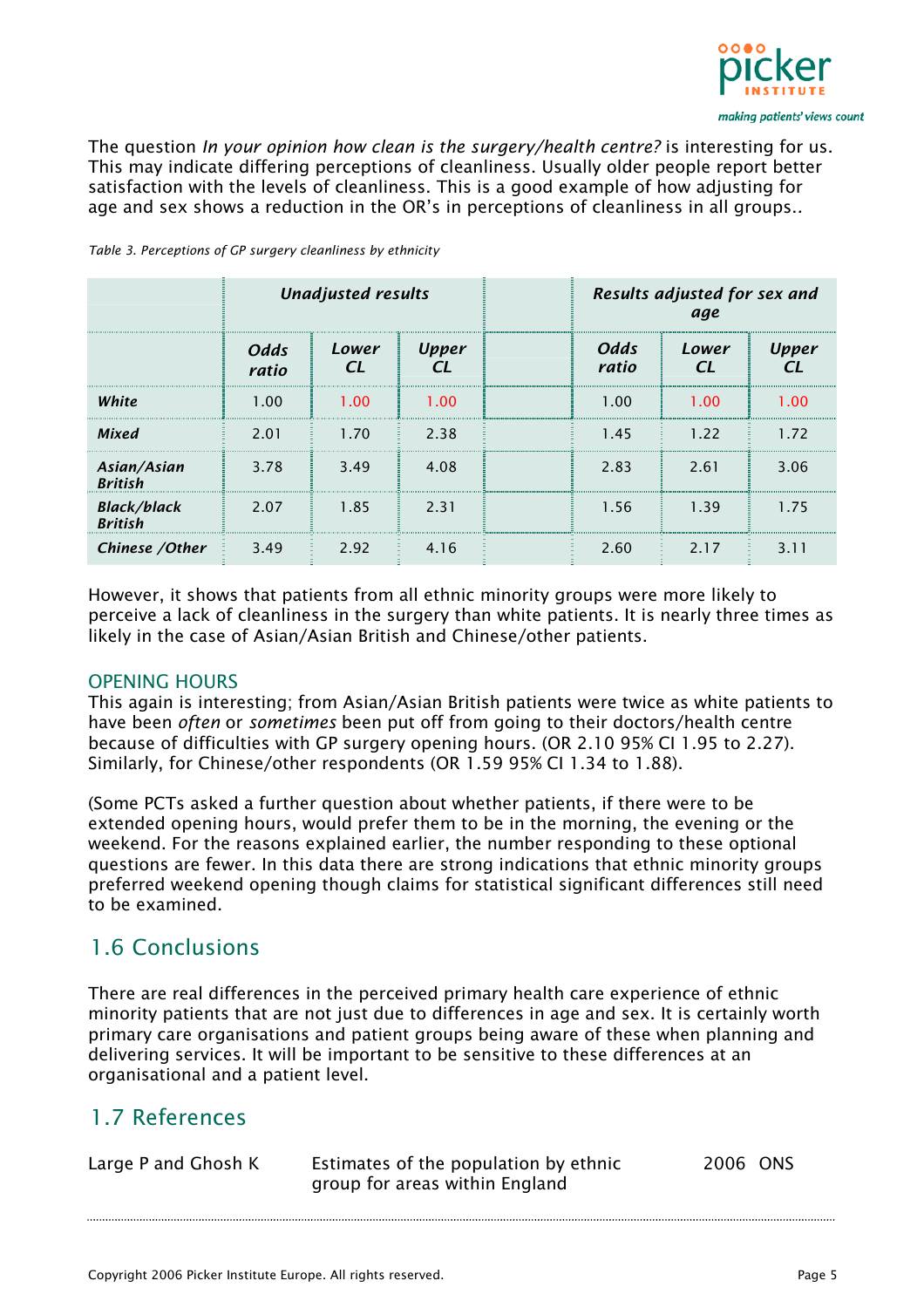The question *In your opinion how clean is the surgery/health centre?* is interesting for us. This may indicate differing perceptions of cleanliness. Usually older people report better satisfaction with the levels of cleanliness. This is a good example of how adjusting for age and sex shows a reduction in the OR's in perceptions of cleanliness in all groups..

*Table 3. Perceptions of GP surgery cleanliness by ethnicity*

| | *Unadjusted results* | | | | *Results adjusted for sex and age* | | |
|---|---|---|---|---|---|---|---|
| | ***Odds ratio*** | ***Lower CL*** | ***Upper CL*** | | ***Odds ratio*** | ***Lower CL*** | ***Upper CL*** |
| ***White*** | 1.00 | 1.00 | 1.00 | | 1.00 | 1.00 | 1.00 |
| ***Mixed*** | 2.01 | 1.70 | 2.38 | | 1.45 | 1.22 | 1.72 |
| ***Asian/Asian British*** | 3.78 | 3.49 | 4.08 | | 2.83 | 2.61 | 3.06 |
| ***Black/black British*** | 2.07 | 1.85 | 2.31 | | 1.56 | 1.39 | 1.75 |
| ***Chinese /Other*** | 3.49 | 2.92 | 4.16 | | 2.60 | 2.17 | 3.11 |

However, it shows that patients from all ethnic minority groups were more likely to perceive a lack of cleanliness in the surgery than white patients. It is nearly three times as likely in the case of Asian/Asian British and Chinese/other patients.

### OPENING HOURS

This again is interesting; from Asian/Asian British patients were twice as white patients to have been *often* or *sometimes* been put off from going to their doctors/health centre because of difficulties with GP surgery opening hours. (OR 2.10 95% CI 1.95 to 2.27). Similarly, for Chinese/other respondents (OR 1.59 95% CI 1.34 to 1.88).

(Some PCTs asked a further question about whether patients, if there were to be extended opening hours, would prefer them to be in the morning, the evening or the weekend. For the reasons explained earlier, the number responding to these optional questions are fewer. In this data there are strong indications that ethnic minority groups preferred weekend opening though claims for statistical significant differences still need to be examined.

## 1.6 Conclusions

There are real differences in the perceived primary health care experience of ethnic minority patients that are not just due to differences in age and sex. It is certainly worth primary care organisations and patient groups being aware of these when planning and delivering services. It will be important to be sensitive to these differences at an organisational and a patient level.

## 1.7 References

| | | | |
|---|---|---|---|
| Large P and Ghosh K | Estimates of the population by ethnic group for areas within England | 2006 | ONS |